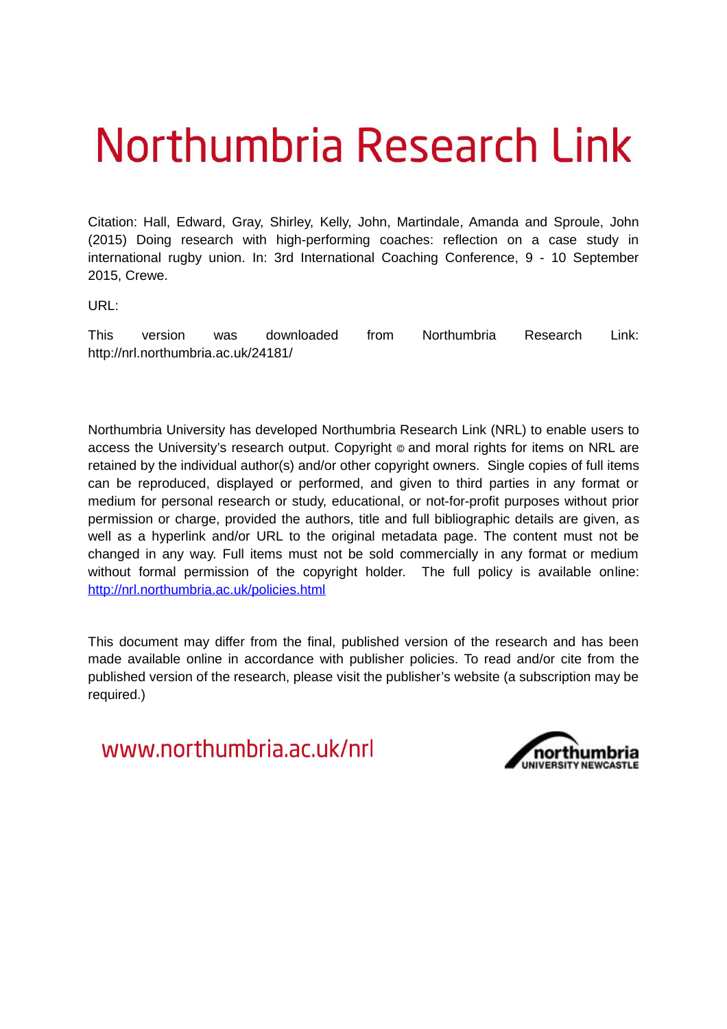# Northumbria Research Link

Citation: Hall, Edward, Gray, Shirley, Kelly, John, Martindale, Amanda and Sproule, John (2015) Doing research with high-performing coaches: reflection on a case study in international rugby union. In: 3rd International Coaching Conference, 9 - 10 September 2015, Crewe.

URL:

This version was downloaded from Northumbria Research Link: http://nrl.northumbria.ac.uk/24181/

Northumbria University has developed Northumbria Research Link (NRL) to enable users to access the University's research output. Copyright © and moral rights for items on NRL are retained by the individual author(s) and/or other copyright owners. Single copies of full items can be reproduced, displayed or performed, and given to third parties in any format or medium for personal research or study, educational, or not-for-profit purposes without prior permission or charge, provided the authors, title and full bibliographic details are given, as well as a hyperlink and/or URL to the original metadata page. The content must not be changed in any way. Full items must not be sold commercially in any format or medium without formal permission of the copyright holder. The full policy is available online: http://nrl.northumbria.ac.uk/policies.html

This document may differ from the final, published version of the research and has been made available online in accordance with publisher policies. To read and/or cite from the published version of the research, please visit the publisher's website (a subscription may be required.)

www.northumbria.ac.uk/nrl

northumbria UNIVERSITY NEWCASTLE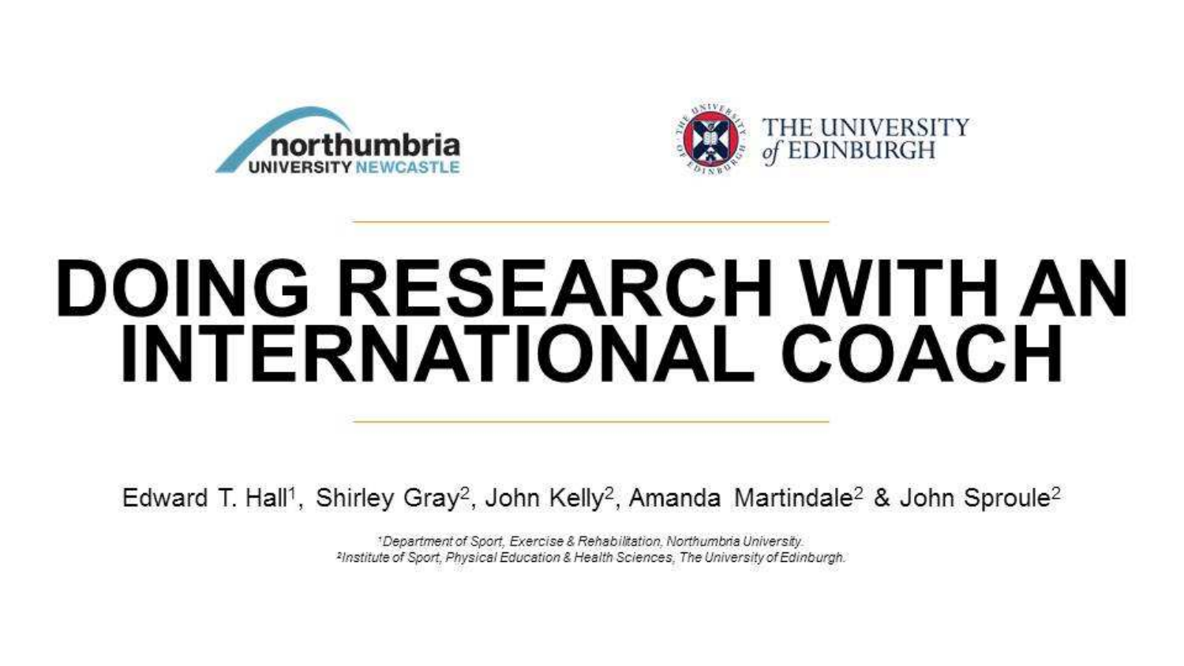northumbria UNIVERSITY NEWCASTLE

THE UNIVERSITY of EDINBURGH

# DOING RESEARCH WITH AN INTERNATIONAL COACH

Edward T. Hall[1], Shirley Gray[2], John Kelly[2], Amanda Martindale[2] & John Sproule[2]

*[1]Department of Sport, Exercise & Rehabilitation, Northumbria University.*
*[2]Institute of Sport, Physical Education & Health Sciences, The University of Edinburgh.*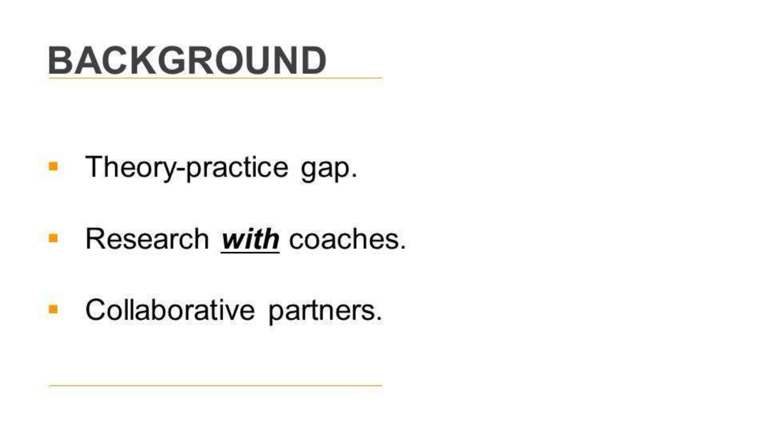# BACKGROUND

- Theory-practice gap.
- Research ***with*** coaches.
- Collaborative partners.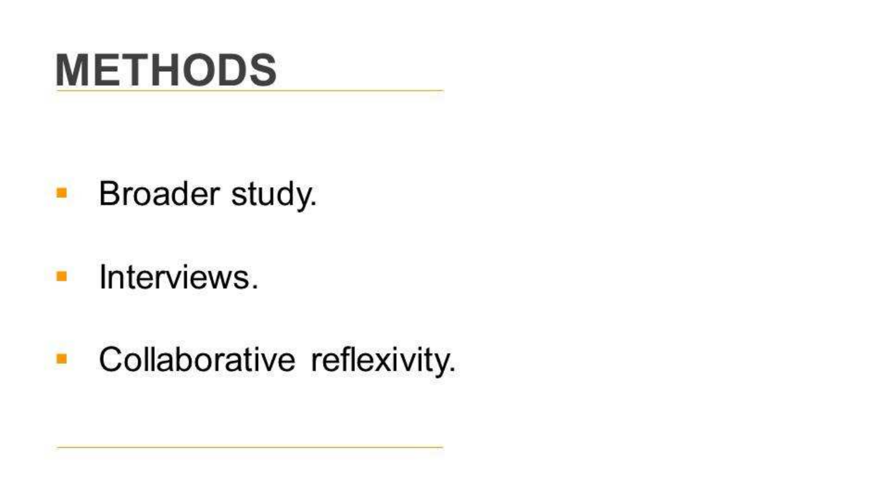# METHODS

- Broader study.
- Interviews.
- Collaborative reflexivity.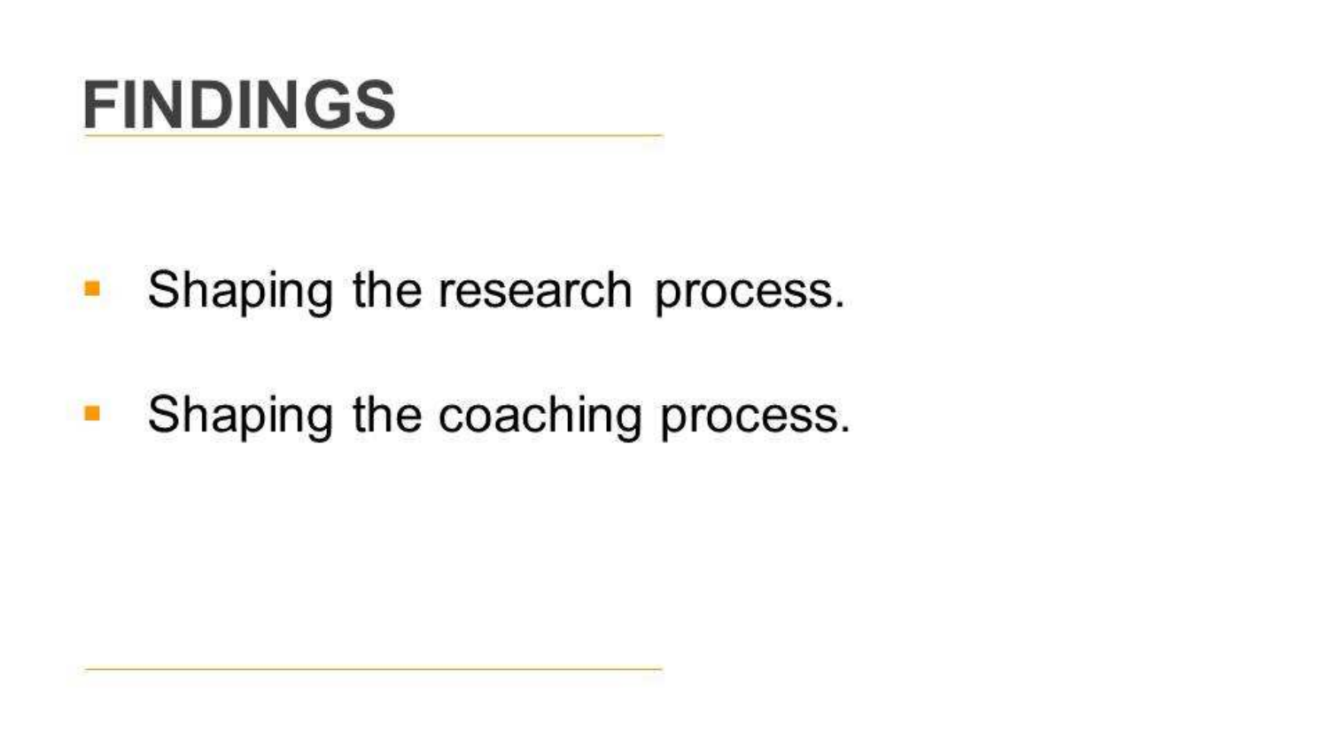# FINDINGS

- Shaping the research process.
- Shaping the coaching process.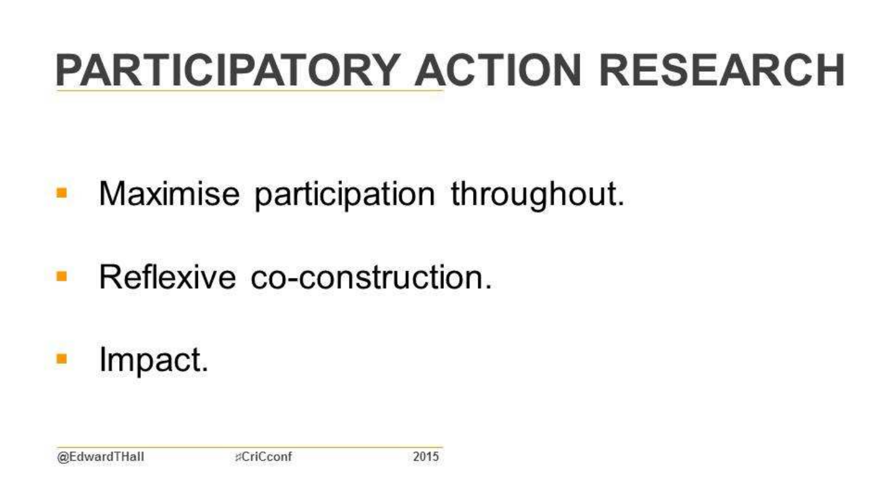# PARTICIPATORY ACTION RESEARCH

- Maximise participation throughout.
- Reflexive co-construction.
- Impact.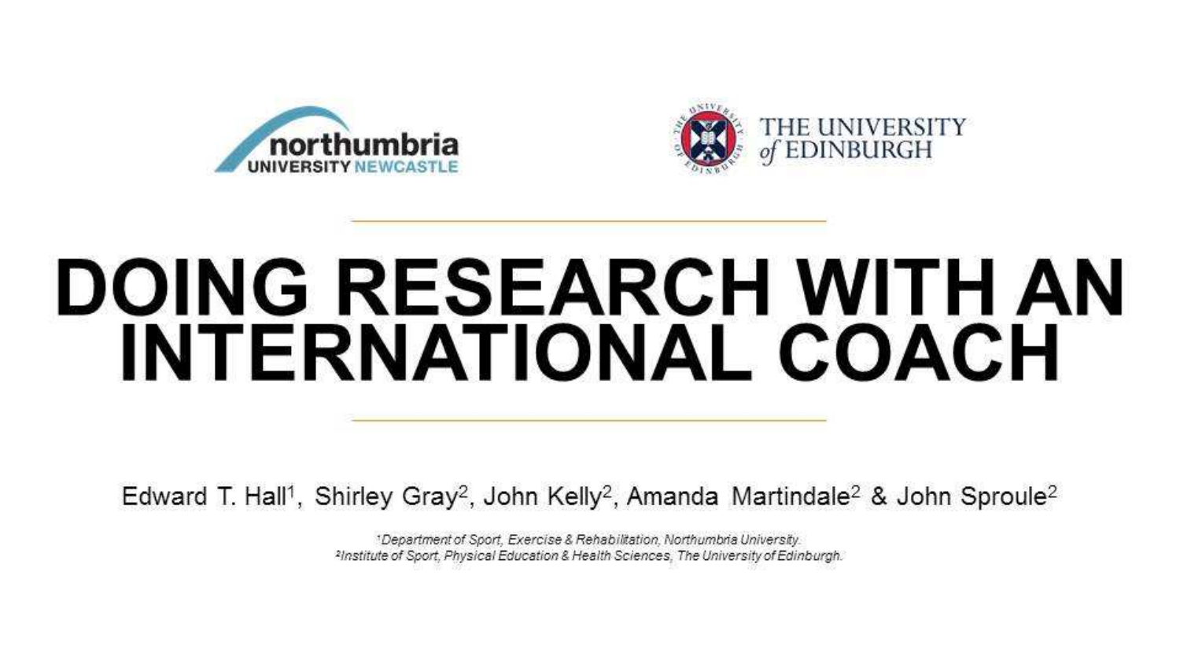northumbria UNIVERSITY NEWCASTLE

THE UNIVERSITY of EDINBURGH

# DOING RESEARCH WITH AN INTERNATIONAL COACH

Edward T. Hall[1], Shirley Gray[2], John Kelly[2], Amanda Martindale[2] & John Sproule[2]

*[1]Department of Sport, Exercise & Rehabilitation, Northumbria University.*
*[2]Institute of Sport, Physical Education & Health Sciences, The University of Edinburgh.*